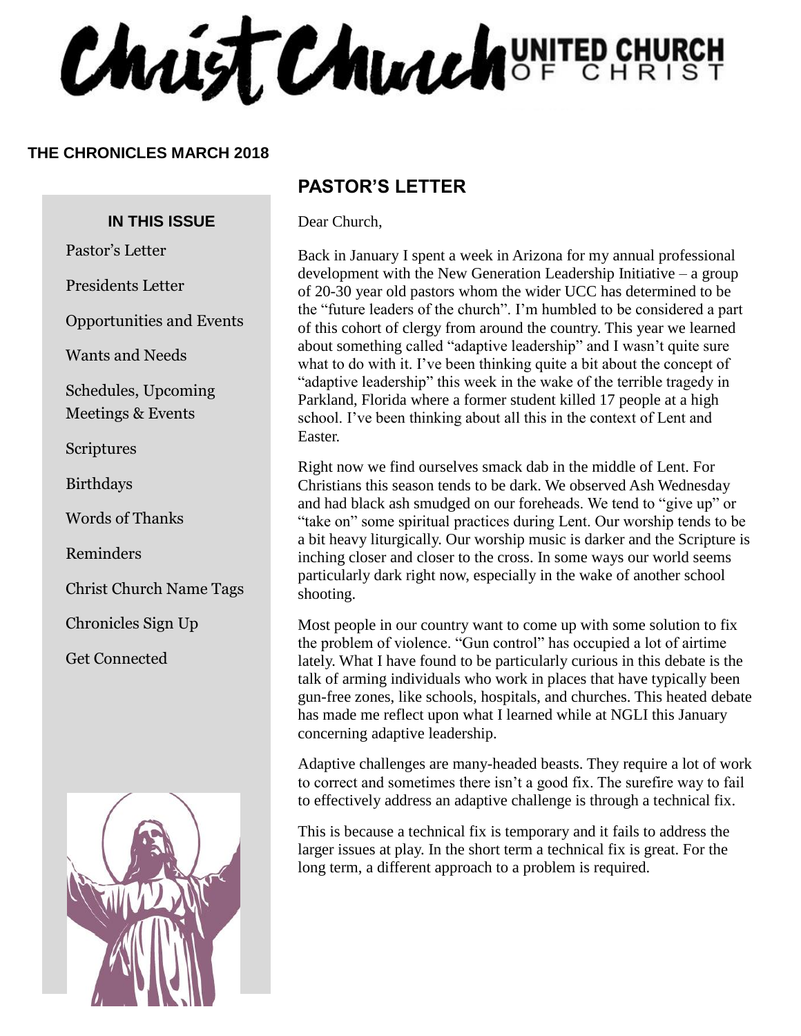# Christ Church UNITED CHURCH OF CHRIST

**THE CHRONICLES MARCH 2018**

**IN THIS ISSUE**

- Pastor's Letter
- Presidents Letter
- Opportunities and Events
- Wants and Needs
- Schedules, Upcoming Meetings & Events
- Scriptures
- Birthdays
- Words of Thanks
- Reminders
- Christ Church Name Tags
- Chronicles Sign Up
- Get Connected

## PASTOR'S LETTER

Dear Church,

Back in January I spent a week in Arizona for my annual professional development with the New Generation Leadership Initiative – a group of 20-30 year old pastors whom the wider UCC has determined to be the "future leaders of the church". I'm humbled to be considered a part of this cohort of clergy from around the country. This year we learned about something called "adaptive leadership" and I wasn't quite sure what to do with it. I've been thinking quite a bit about the concept of "adaptive leadership" this week in the wake of the terrible tragedy in Parkland, Florida where a former student killed 17 people at a high school. I've been thinking about all this in the context of Lent and Easter.

Right now we find ourselves smack dab in the middle of Lent. For Christians this season tends to be dark. We observed Ash Wednesday and had black ash smudged on our foreheads. We tend to "give up" or "take on" some spiritual practices during Lent. Our worship tends to be a bit heavy liturgically. Our worship music is darker and the Scripture is inching closer and closer to the cross. In some ways our world seems particularly dark right now, especially in the wake of another school shooting.

Most people in our country want to come up with some solution to fix the problem of violence. "Gun control" has occupied a lot of airtime lately. What I have found to be particularly curious in this debate is the talk of arming individuals who work in places that have typically been gun-free zones, like schools, hospitals, and churches. This heated debate has made me reflect upon what I learned while at NGLI this January concerning adaptive leadership.

Adaptive challenges are many-headed beasts. They require a lot of work to correct and sometimes there isn't a good fix. The surefire way to fail to effectively address an adaptive challenge is through a technical fix.

This is because a technical fix is temporary and it fails to address the larger issues at play. In the short term a technical fix is great. For the long term, a different approach to a problem is required.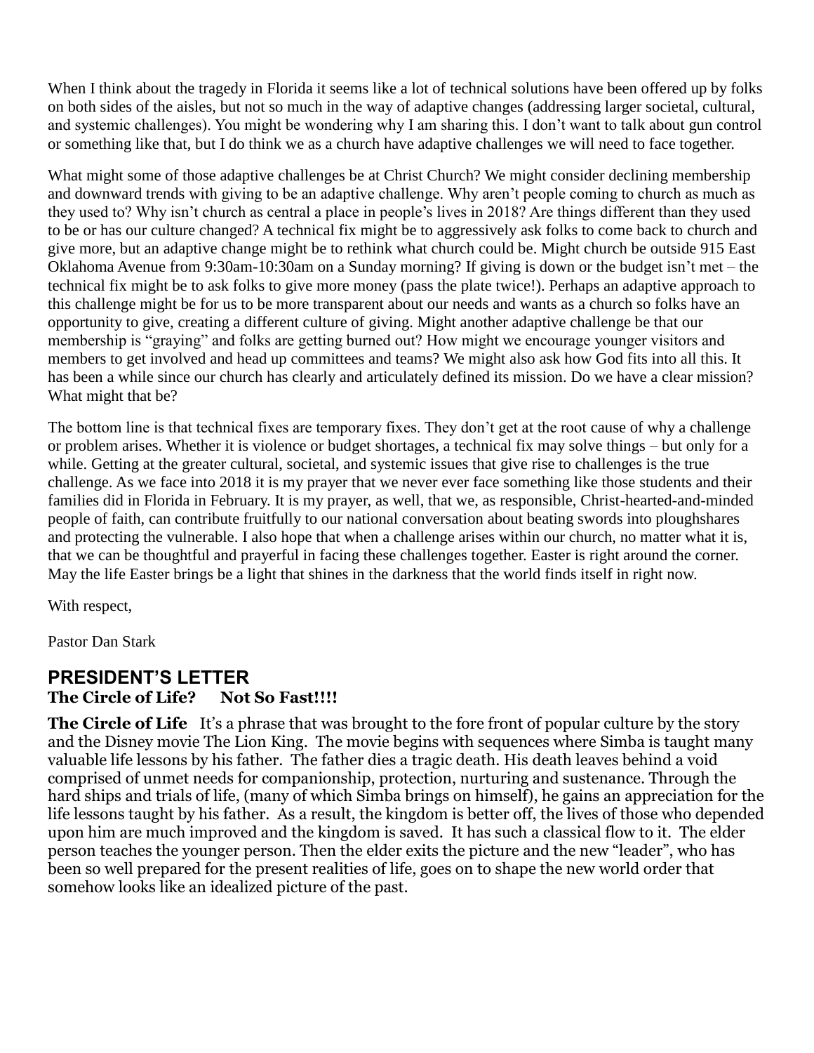When I think about the tragedy in Florida it seems like a lot of technical solutions have been offered up by folks on both sides of the aisles, but not so much in the way of adaptive changes (addressing larger societal, cultural, and systemic challenges). You might be wondering why I am sharing this. I don't want to talk about gun control or something like that, but I do think we as a church have adaptive challenges we will need to face together.

What might some of those adaptive challenges be at Christ Church? We might consider declining membership and downward trends with giving to be an adaptive challenge. Why aren't people coming to church as much as they used to? Why isn't church as central a place in people's lives in 2018? Are things different than they used to be or has our culture changed? A technical fix might be to aggressively ask folks to come back to church and give more, but an adaptive change might be to rethink what church could be. Might church be outside 915 East Oklahoma Avenue from 9:30am-10:30am on a Sunday morning? If giving is down or the budget isn't met – the technical fix might be to ask folks to give more money (pass the plate twice!). Perhaps an adaptive approach to this challenge might be for us to be more transparent about our needs and wants as a church so folks have an opportunity to give, creating a different culture of giving. Might another adaptive challenge be that our membership is "graying" and folks are getting burned out? How might we encourage younger visitors and members to get involved and head up committees and teams? We might also ask how God fits into all this. It has been a while since our church has clearly and articulately defined its mission. Do we have a clear mission? What might that be?

The bottom line is that technical fixes are temporary fixes. They don't get at the root cause of why a challenge or problem arises. Whether it is violence or budget shortages, a technical fix may solve things – but only for a while. Getting at the greater cultural, societal, and systemic issues that give rise to challenges is the true challenge. As we face into 2018 it is my prayer that we never ever face something like those students and their families did in Florida in February. It is my prayer, as well, that we, as responsible, Christ-hearted-and-minded people of faith, can contribute fruitfully to our national conversation about beating swords into ploughshares and protecting the vulnerable. I also hope that when a challenge arises within our church, no matter what it is, that we can be thoughtful and prayerful in facing these challenges together. Easter is right around the corner. May the life Easter brings be a light that shines in the darkness that the world finds itself in right now.

With respect,

Pastor Dan Stark

## PRESIDENT'S LETTER

**The Circle of Life? Not So Fast!!!!**

**The Circle of Life** It's a phrase that was brought to the fore front of popular culture by the story and the Disney movie The Lion King. The movie begins with sequences where Simba is taught many valuable life lessons by his father. The father dies a tragic death. His death leaves behind a void comprised of unmet needs for companionship, protection, nurturing and sustenance. Through the hard ships and trials of life, (many of which Simba brings on himself), he gains an appreciation for the life lessons taught by his father. As a result, the kingdom is better off, the lives of those who depended upon him are much improved and the kingdom is saved. It has such a classical flow to it. The elder person teaches the younger person. Then the elder exits the picture and the new "leader", who has been so well prepared for the present realities of life, goes on to shape the new world order that somehow looks like an idealized picture of the past.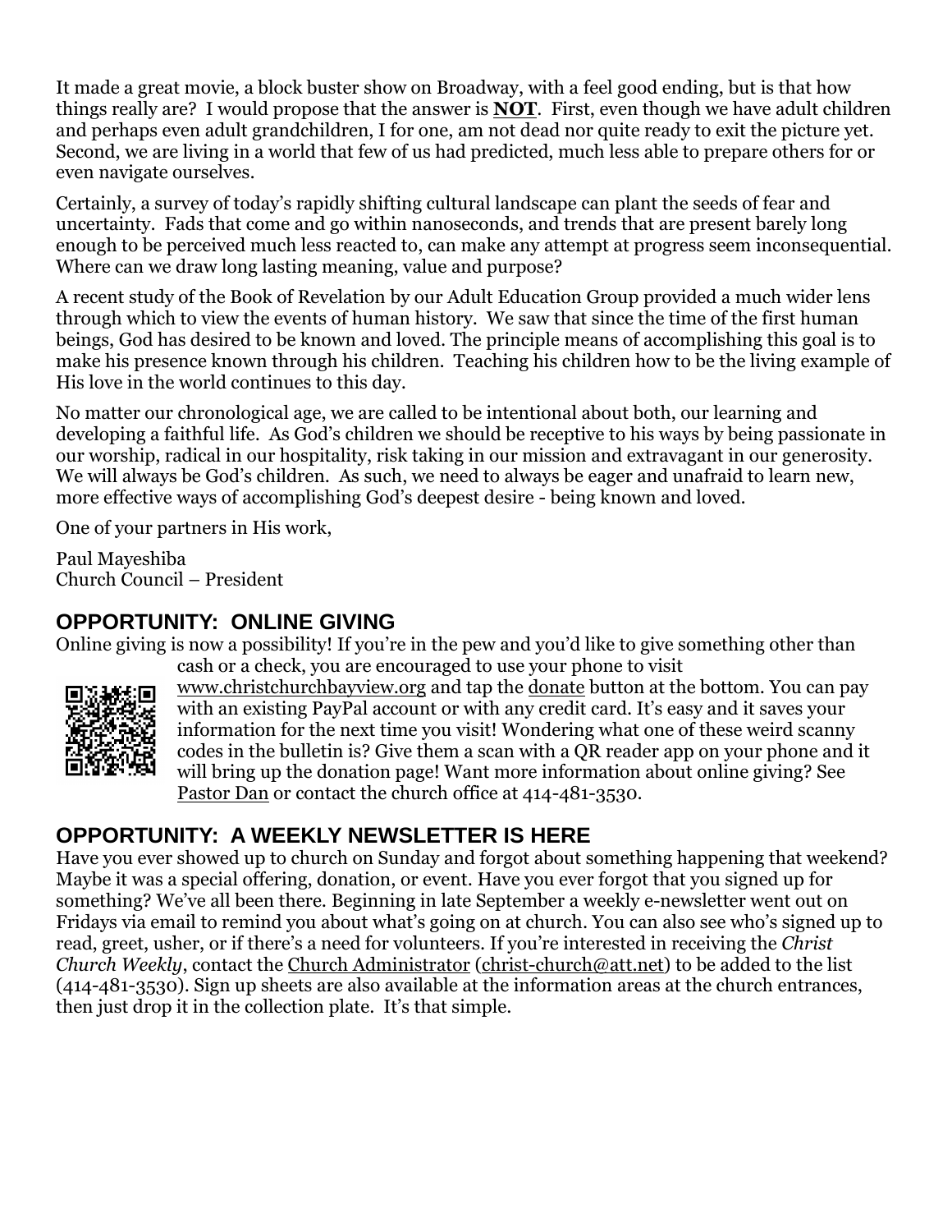It made a great movie, a block buster show on Broadway, with a feel good ending, but is that how things really are? I would propose that the answer is **NOT**. First, even though we have adult children and perhaps even adult grandchildren, I for one, am not dead nor quite ready to exit the picture yet. Second, we are living in a world that few of us had predicted, much less able to prepare others for or even navigate ourselves.

Certainly, a survey of today's rapidly shifting cultural landscape can plant the seeds of fear and uncertainty. Fads that come and go within nanoseconds, and trends that are present barely long enough to be perceived much less reacted to, can make any attempt at progress seem inconsequential. Where can we draw long lasting meaning, value and purpose?

A recent study of the Book of Revelation by our Adult Education Group provided a much wider lens through which to view the events of human history. We saw that since the time of the first human beings, God has desired to be known and loved. The principle means of accomplishing this goal is to make his presence known through his children. Teaching his children how to be the living example of His love in the world continues to this day.

No matter our chronological age, we are called to be intentional about both, our learning and developing a faithful life. As God's children we should be receptive to his ways by being passionate in our worship, radical in our hospitality, risk taking in our mission and extravagant in our generosity. We will always be God's children. As such, we need to always be eager and unafraid to learn new, more effective ways of accomplishing God's deepest desire - being known and loved.

One of your partners in His work,

Paul Mayeshiba
Church Council – President

## OPPORTUNITY: ONLINE GIVING

Online giving is now a possibility! If you're in the pew and you'd like to give something other than cash or a check, you are encouraged to use your phone to visit www.christchurchbayview.org and tap the donate button at the bottom. You can pay with an existing PayPal account or with any credit card. It's easy and it saves your information for the next time you visit! Wondering what one of these weird scanny codes in the bulletin is? Give them a scan with a QR reader app on your phone and it will bring up the donation page! Want more information about online giving? See Pastor Dan or contact the church office at 414-481-3530.

## OPPORTUNITY: A WEEKLY NEWSLETTER IS HERE

Have you ever showed up to church on Sunday and forgot about something happening that weekend? Maybe it was a special offering, donation, or event. Have you ever forgot that you signed up for something? We've all been there. Beginning in late September a weekly e-newsletter went out on Fridays via email to remind you about what's going on at church. You can also see who's signed up to read, greet, usher, or if there's a need for volunteers. If you're interested in receiving the *Christ Church Weekly*, contact the Church Administrator (christ-church@att.net) to be added to the list (414-481-3530). Sign up sheets are also available at the information areas at the church entrances, then just drop it in the collection plate. It's that simple.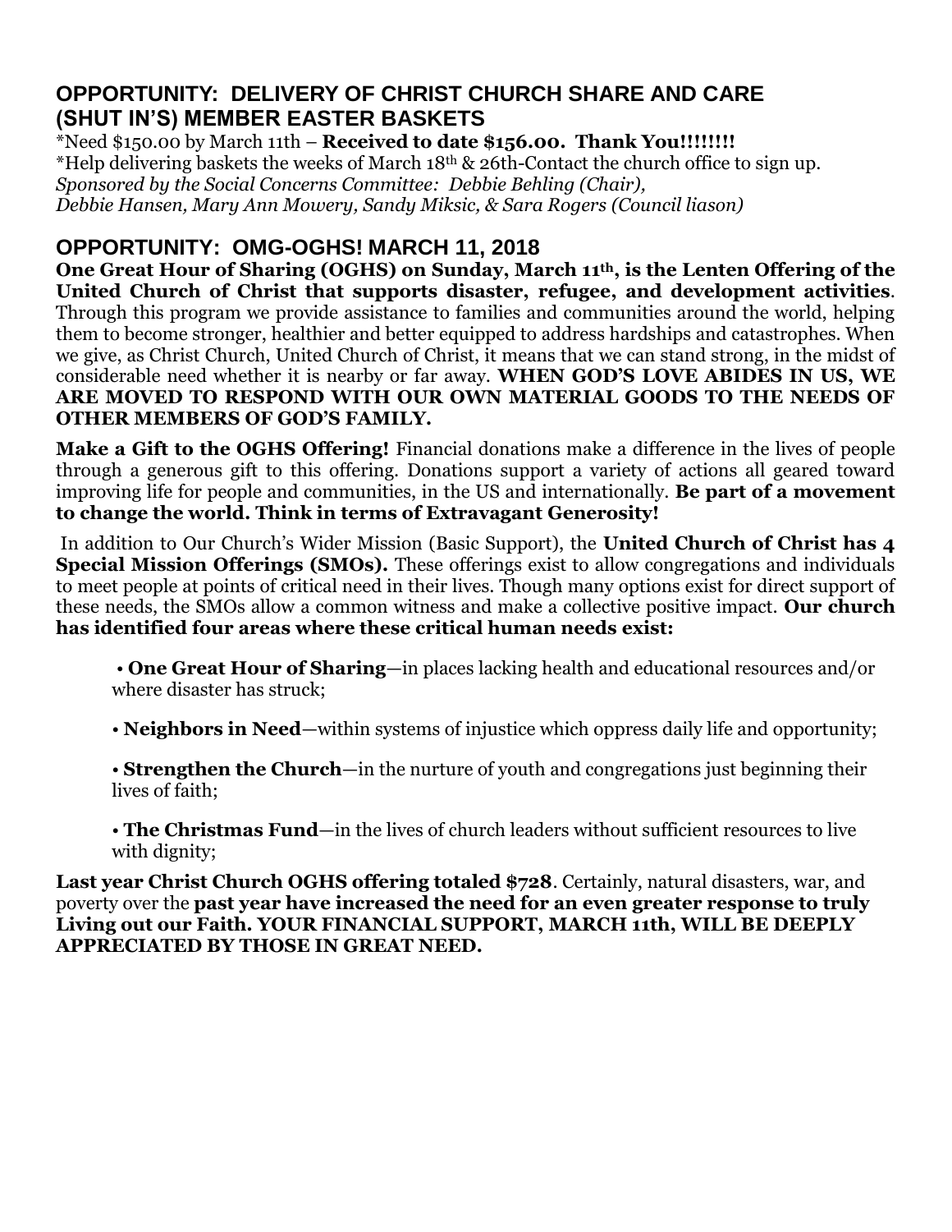## OPPORTUNITY: DELIVERY OF CHRIST CHURCH SHARE AND CARE (SHUT IN'S) MEMBER EASTER BASKETS

*Need $150.00 by March 11th – **Received to date $156.00. Thank You!!!!!!!!**
*Help delivering baskets the weeks of March 18th & 26th-Contact the church office to sign up.
*Sponsored by the Social Concerns Committee: Debbie Behling (Chair),*
*Debbie Hansen, Mary Ann Mowery, Sandy Miksic, & Sara Rogers (Council liason)*

## OPPORTUNITY: OMG-OGHS! MARCH 11, 2018

**One Great Hour of Sharing (OGHS) on Sunday, March 11th, is the Lenten Offering of the United Church of Christ that supports disaster, refugee, and development activities**. Through this program we provide assistance to families and communities around the world, helping them to become stronger, healthier and better equipped to address hardships and catastrophes. When we give, as Christ Church, United Church of Christ, it means that we can stand strong, in the midst of considerable need whether it is nearby or far away. **WHEN GOD'S LOVE ABIDES IN US, WE ARE MOVED TO RESPOND WITH OUR OWN MATERIAL GOODS TO THE NEEDS OF OTHER MEMBERS OF GOD'S FAMILY.**

**Make a Gift to the OGHS Offering!** Financial donations make a difference in the lives of people through a generous gift to this offering. Donations support a variety of actions all geared toward improving life for people and communities, in the US and internationally. **Be part of a movement to change the world. Think in terms of Extravagant Generosity!**

In addition to Our Church's Wider Mission (Basic Support), the **United Church of Christ has 4 Special Mission Offerings (SMOs).** These offerings exist to allow congregations and individuals to meet people at points of critical need in their lives. Though many options exist for direct support of these needs, the SMOs allow a common witness and make a collective positive impact. **Our church has identified four areas where these critical human needs exist:**

- **One Great Hour of Sharing**—in places lacking health and educational resources and/or where disaster has struck;
- **Neighbors in Need**—within systems of injustice which oppress daily life and opportunity;
- **Strengthen the Church**—in the nurture of youth and congregations just beginning their lives of faith;
- **The Christmas Fund**—in the lives of church leaders without sufficient resources to live with dignity;

**Last year Christ Church OGHS offering totaled $728**. Certainly, natural disasters, war, and poverty over the **past year have increased the need for an even greater response to truly Living out our Faith. YOUR FINANCIAL SUPPORT, MARCH 11th, WILL BE DEEPLY APPRECIATED BY THOSE IN GREAT NEED.**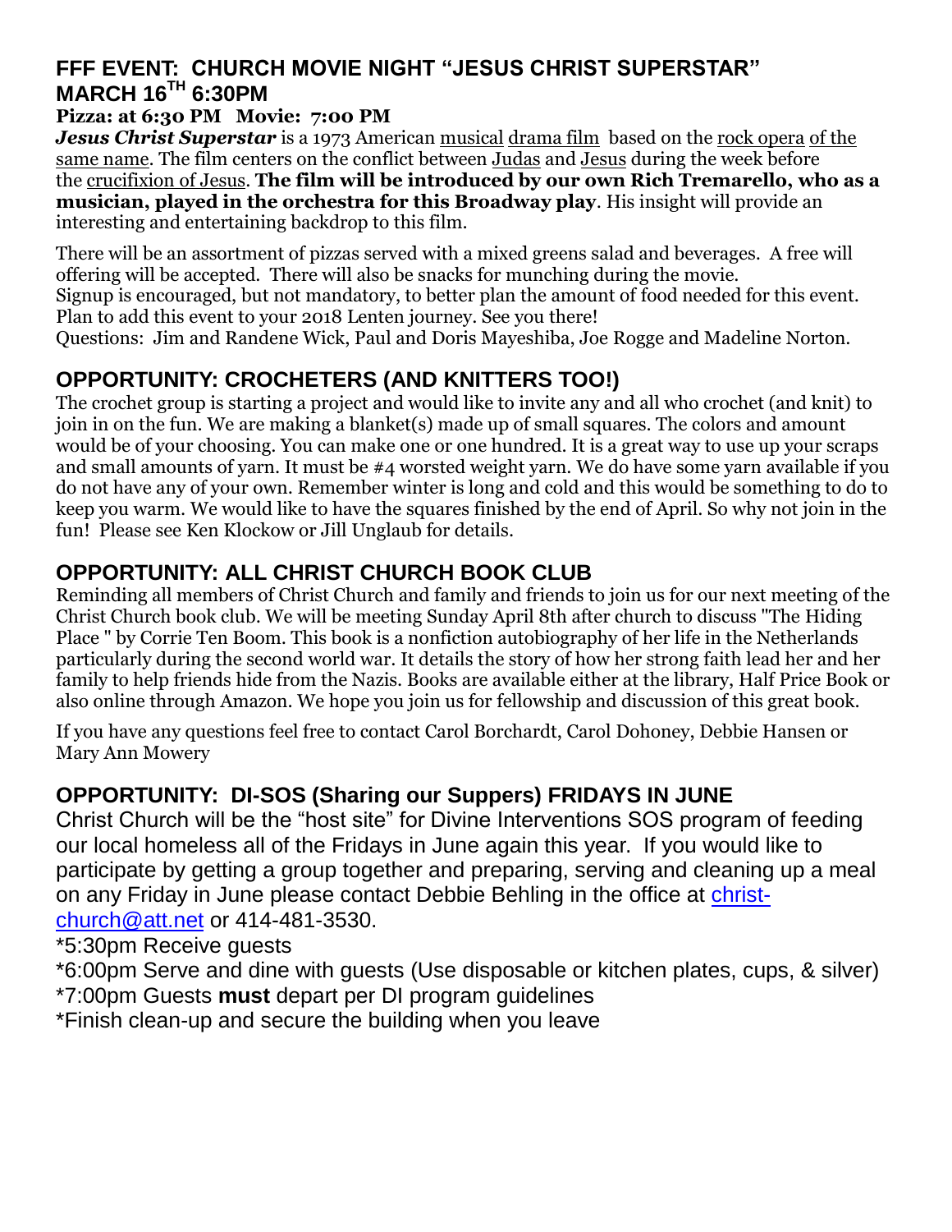## FFF EVENT: CHURCH MOVIE NIGHT "JESUS CHRIST SUPERSTAR" MARCH 16TH 6:30PM

**Pizza: at 6:30 PM Movie: 7:00 PM**

***Jesus Christ Superstar*** is a 1973 American musical drama film based on the rock opera of the same name. The film centers on the conflict between Judas and Jesus during the week before the crucifixion of Jesus. **The film will be introduced by our own Rich Tremarello, who as a musician, played in the orchestra for this Broadway play**. His insight will provide an interesting and entertaining backdrop to this film.

There will be an assortment of pizzas served with a mixed greens salad and beverages. A free will offering will be accepted. There will also be snacks for munching during the movie.
Signup is encouraged, but not mandatory, to better plan the amount of food needed for this event.
Plan to add this event to your 2018 Lenten journey. See you there!
Questions: Jim and Randene Wick, Paul and Doris Mayeshiba, Joe Rogge and Madeline Norton.

## OPPORTUNITY: CROCHETERS (AND KNITTERS TOO!)

The crochet group is starting a project and would like to invite any and all who crochet (and knit) to join in on the fun. We are making a blanket(s) made up of small squares. The colors and amount would be of your choosing. You can make one or one hundred. It is a great way to use up your scraps and small amounts of yarn. It must be #4 worsted weight yarn. We do have some yarn available if you do not have any of your own. Remember winter is long and cold and this would be something to do to keep you warm. We would like to have the squares finished by the end of April. So why not join in the fun! Please see Ken Klockow or Jill Unglaub for details.

## OPPORTUNITY: ALL CHRIST CHURCH BOOK CLUB

Reminding all members of Christ Church and family and friends to join us for our next meeting of the Christ Church book club. We will be meeting Sunday April 8th after church to discuss "The Hiding Place " by Corrie Ten Boom. This book is a nonfiction autobiography of her life in the Netherlands particularly during the second world war. It details the story of how her strong faith lead her and her family to help friends hide from the Nazis. Books are available either at the library, Half Price Book or also online through Amazon. We hope you join us for fellowship and discussion of this great book.

If you have any questions feel free to contact Carol Borchardt, Carol Dohoney, Debbie Hansen or Mary Ann Mowery

## OPPORTUNITY: DI-SOS (Sharing our Suppers) FRIDAYS IN JUNE

Christ Church will be the "host site" for Divine Interventions SOS program of feeding our local homeless all of the Fridays in June again this year. If you would like to participate by getting a group together and preparing, serving and cleaning up a meal on any Friday in June please contact Debbie Behling in the office at christ-church@att.net or 414-481-3530.

*5:30pm Receive guests
*6:00pm Serve and dine with guests (Use disposable or kitchen plates, cups, & silver)
*7:00pm Guests **must** depart per DI program guidelines
*Finish clean-up and secure the building when you leave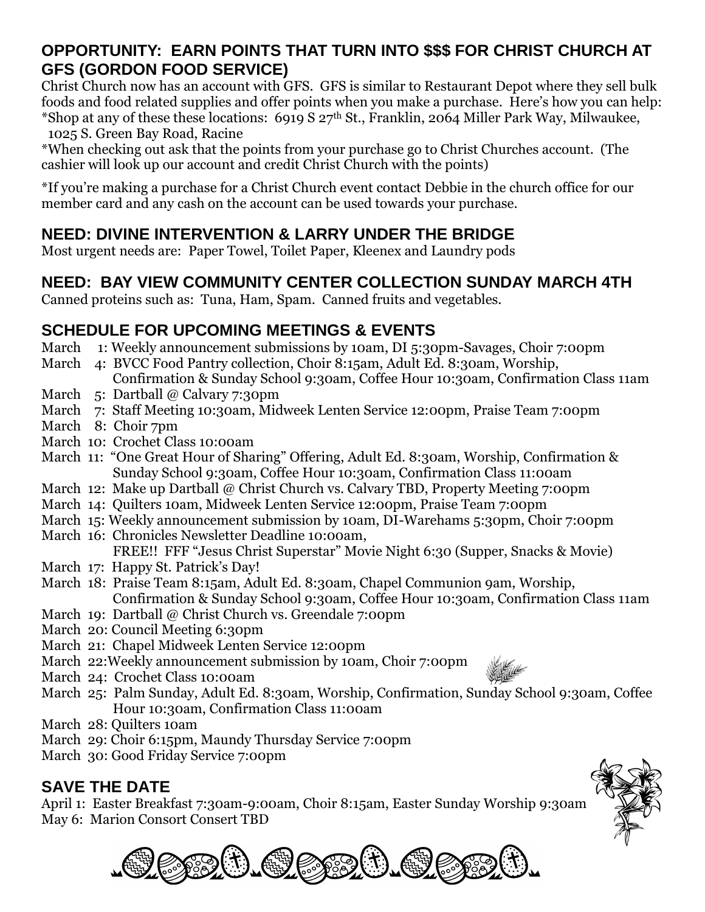## OPPORTUNITY: EARN POINTS THAT TURN INTO $$$ FOR CHRIST CHURCH AT GFS (GORDON FOOD SERVICE)

Christ Church now has an account with GFS. GFS is similar to Restaurant Depot where they sell bulk foods and food related supplies and offer points when you make a purchase. Here's how you can help:

*Shop at any of these these locations: 6919 S 27th St., Franklin, 2064 Miller Park Way, Milwaukee, 1025 S. Green Bay Road, Racine

*When checking out ask that the points from your purchase go to Christ Churches account. (The cashier will look up our account and credit Christ Church with the points)

*If you're making a purchase for a Christ Church event contact Debbie in the church office for our member card and any cash on the account can be used towards your purchase.

## NEED: DIVINE INTERVENTION & LARRY UNDER THE BRIDGE

Most urgent needs are: Paper Towel, Toilet Paper, Kleenex and Laundry pods

## NEED: BAY VIEW COMMUNITY CENTER COLLECTION SUNDAY MARCH 4TH

Canned proteins such as: Tuna, Ham, Spam. Canned fruits and vegetables.

## SCHEDULE FOR UPCOMING MEETINGS & EVENTS

March 1: Weekly announcement submissions by 10am, DI 5:30pm-Savages, Choir 7:00pm
March 4: BVCC Food Pantry collection, Choir 8:15am, Adult Ed. 8:30am, Worship, Confirmation & Sunday School 9:30am, Coffee Hour 10:30am, Confirmation Class 11am
March 5: Dartball @ Calvary 7:30pm
March 7: Staff Meeting 10:30am, Midweek Lenten Service 12:00pm, Praise Team 7:00pm
March 8: Choir 7pm
March 10: Crochet Class 10:00am
March 11: "One Great Hour of Sharing" Offering, Adult Ed. 8:30am, Worship, Confirmation & Sunday School 9:30am, Coffee Hour 10:30am, Confirmation Class 11:00am
March 12: Make up Dartball @ Christ Church vs. Calvary TBD, Property Meeting 7:00pm
March 14: Quilters 10am, Midweek Lenten Service 12:00pm, Praise Team 7:00pm
March 15: Weekly announcement submission by 10am, DI-Warehams 5:30pm, Choir 7:00pm
March 16: Chronicles Newsletter Deadline 10:00am, FREE!! FFF "Jesus Christ Superstar" Movie Night 6:30 (Supper, Snacks & Movie)
March 17: Happy St. Patrick's Day!
March 18: Praise Team 8:15am, Adult Ed. 8:30am, Chapel Communion 9am, Worship, Confirmation & Sunday School 9:30am, Coffee Hour 10:30am, Confirmation Class 11am
March 19: Dartball @ Christ Church vs. Greendale 7:00pm
March 20: Council Meeting 6:30pm
March 21: Chapel Midweek Lenten Service 12:00pm
March 22: Weekly announcement submission by 10am, Choir 7:00pm
March 24: Crochet Class 10:00am
March 25: Palm Sunday, Adult Ed. 8:30am, Worship, Confirmation, Sunday School 9:30am, Coffee Hour 10:30am, Confirmation Class 11:00am
March 28: Quilters 10am
March 29: Choir 6:15pm, Maundy Thursday Service 7:00pm
March 30: Good Friday Service 7:00pm

## SAVE THE DATE

April 1: Easter Breakfast 7:30am-9:00am, Choir 8:15am, Easter Sunday Worship 9:30am
May 6: Marion Consort Consert TBD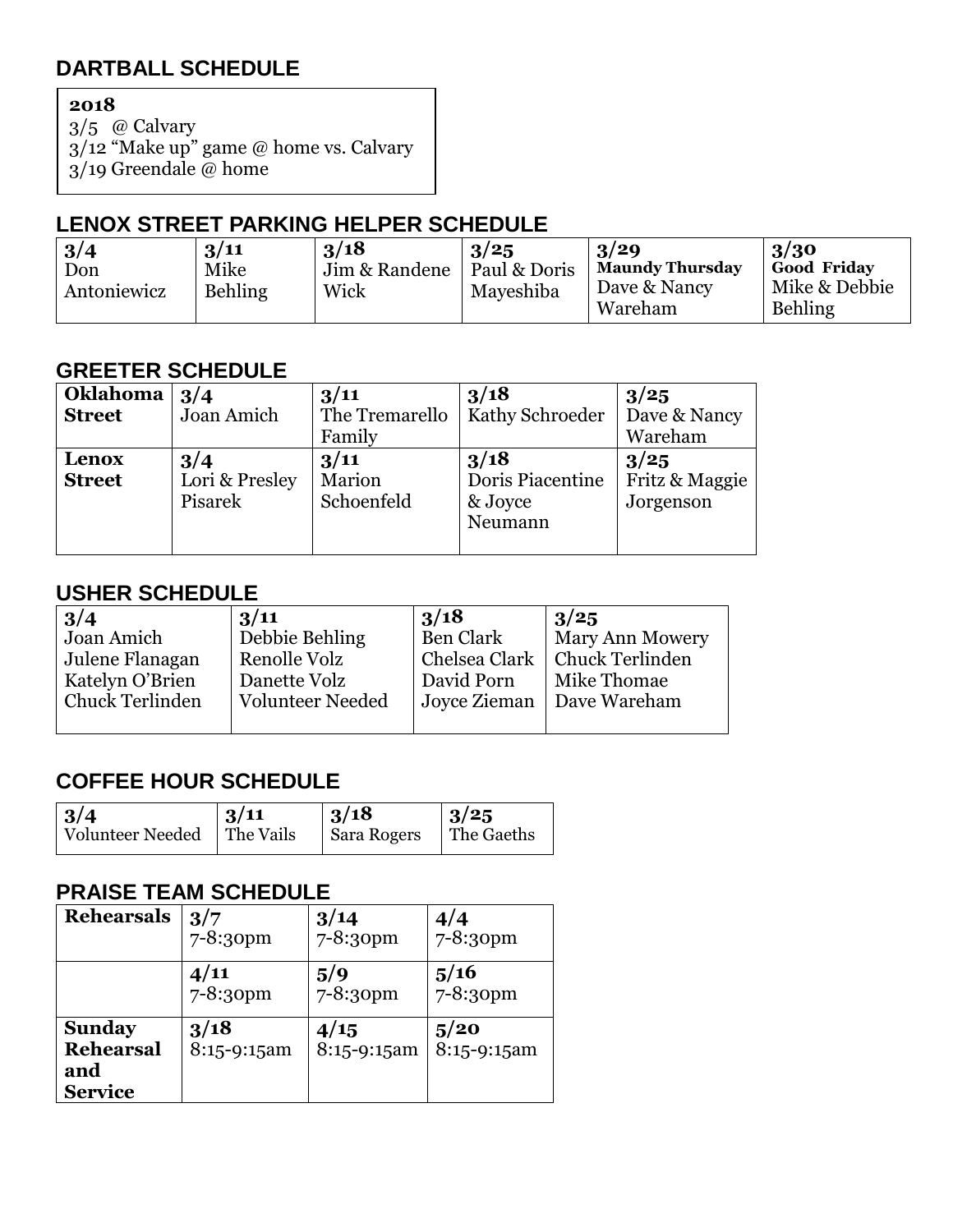## DARTBALL SCHEDULE

**2018**
3/5 @ Calvary
3/12 "Make up" game @ home vs. Calvary
3/19 Greendale @ home

## LENOX STREET PARKING HELPER SCHEDULE

| **3/4** | **3/11** | **3/18** | **3/25** | **3/29** | **3/30** |
|---|---|---|---|---|---|
| Don Antoniewicz | Mike Behling | Jim & Randene Wick | Paul & Doris Mayeshiba | **Maundy Thursday** Dave & Nancy Wareham | **Good Friday** Mike & Debbie Behling |

## GREETER SCHEDULE

| | | | | |
|---|---|---|---|---|
| **Oklahoma Street** | **3/4** Joan Amich | **3/11** The Tremarello Family | **3/18** Kathy Schroeder | **3/25** Dave & Nancy Wareham |
| **Lenox Street** | **3/4** Lori & Presley Pisarek | **3/11** Marion Schoenfeld | **3/18** Doris Piacentine & Joyce Neumann | **3/25** Fritz & Maggie Jorgenson |

## USHER SCHEDULE

| **3/4** | **3/11** | **3/18** | **3/25** |
|---|---|---|---|
| Joan Amich | Debbie Behling | Ben Clark | Mary Ann Mowery |
| Julene Flanagan | Renolle Volz | Chelsea Clark | Chuck Terlinden |
| Katelyn O'Brien | Danette Volz | David Porn | Mike Thomae |
| Chuck Terlinden | Volunteer Needed | Joyce Zieman | Dave Wareham |

## COFFEE HOUR SCHEDULE

| **3/4** | **3/11** | **3/18** | **3/25** |
|---|---|---|---|
| Volunteer Needed | The Vails | Sara Rogers | The Gaeths |

## PRAISE TEAM SCHEDULE

| | | | |
|---|---|---|---|
| **Rehearsals** | **3/7** 7-8:30pm | **3/14** 7-8:30pm | **4/4** 7-8:30pm |
| | **4/11** 7-8:30pm | **5/9** 7-8:30pm | **5/16** 7-8:30pm |
| **Sunday Rehearsal and Service** | **3/18** 8:15-9:15am | **4/15** 8:15-9:15am | **5/20** 8:15-9:15am |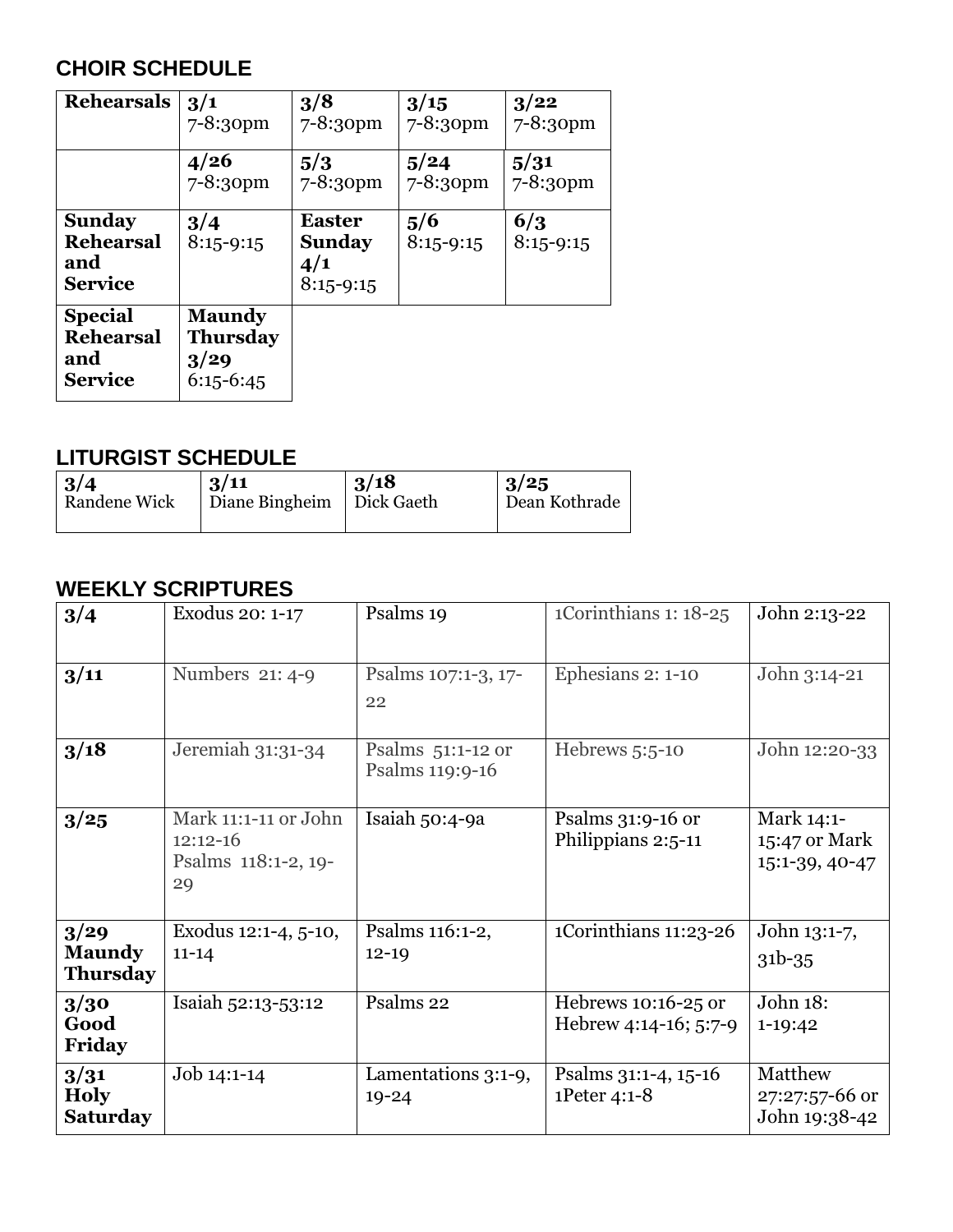## CHOIR SCHEDULE

| Rehearsals | 3/1 7-8:30pm | 3/8 7-8:30pm | 3/15 7-8:30pm | 3/22 7-8:30pm |
|---|---|---|---|---|
| | 4/26 7-8:30pm | 5/3 7-8:30pm | 5/24 7-8:30pm | 5/31 7-8:30pm |
| **Sunday Rehearsal and Service** | **3/4** 8:15-9:15 | **Easter Sunday 4/1** 8:15-9:15 | **5/6** 8:15-9:15 | **6/3** 8:15-9:15 |
| **Special Rehearsal and Service** | **Maundy Thursday 3/29** 6:15-6:45 | | | |

## LITURGIST SCHEDULE

| 3/4 | 3/11 | 3/18 | 3/25 |
|---|---|---|---|
| Randene Wick | Diane Bingheim | Dick Gaeth | Dean Kothrade |

## WEEKLY SCRIPTURES

| | | | | |
|---|---|---|---|---|
| **3/4** | Exodus 20: 1-17 | Psalms 19 | 1Corinthians 1: 18-25 | John 2:13-22 |
| **3/11** | Numbers 21: 4-9 | Psalms 107:1-3, 17-22 | Ephesians 2: 1-10 | John 3:14-21 |
| **3/18** | Jeremiah 31:31-34 | Psalms 51:1-12 or Psalms 119:9-16 | Hebrews 5:5-10 | John 12:20-33 |
| **3/25** | Mark 11:1-11 or John 12:12-16 Psalms 118:1-2, 19-29 | Isaiah 50:4-9a | Psalms 31:9-16 or Philippians 2:5-11 | Mark 14:1-15:47 or Mark 15:1-39, 40-47 |
| **3/29 Maundy Thursday** | Exodus 12:1-4, 5-10, 11-14 | Psalms 116:1-2, 12-19 | 1Corinthians 11:23-26 | John 13:1-7, 31b-35 |
| **3/30 Good Friday** | Isaiah 52:13-53:12 | Psalms 22 | Hebrews 10:16-25 or Hebrew 4:14-16; 5:7-9 | John 18: 1-19:42 |
| **3/31 Holy Saturday** | Job 14:1-14 | Lamentations 3:1-9, 19-24 | Psalms 31:1-4, 15-16 1Peter 4:1-8 | Matthew 27:27:57-66 or John 19:38-42 |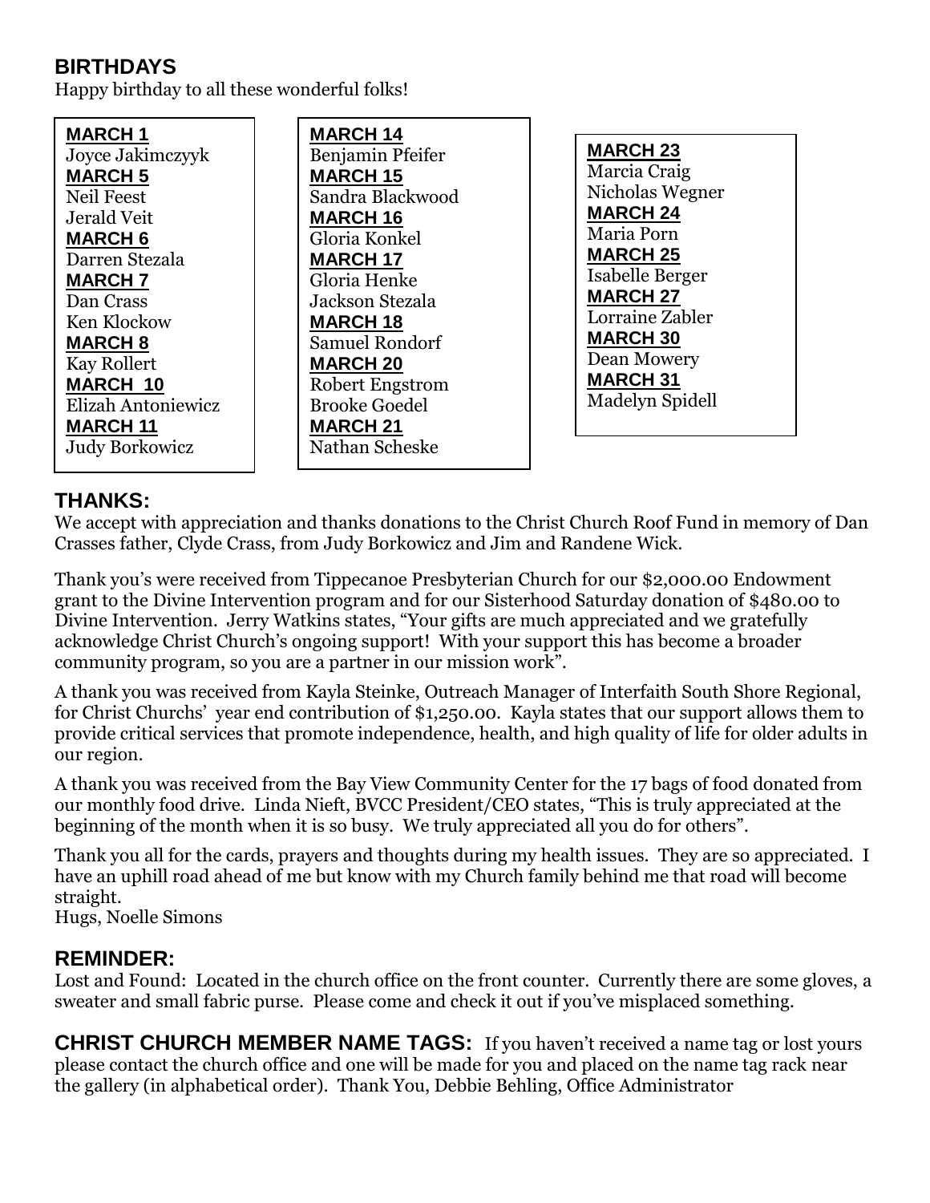## BIRTHDAYS

Happy birthday to all these wonderful folks!

**MARCH 1**
Joyce Jakimczyyk

**MARCH 5**
Neil Feest
Jerald Veit

**MARCH 6**
Darren Stezala

**MARCH 7**
Dan Crass
Ken Klockow

**MARCH 8**
Kay Rollert

**MARCH 10**
Elizah Antoniewicz

**MARCH 11**
Judy Borkowicz

**MARCH 14**
Benjamin Pfeifer

**MARCH 15**
Sandra Blackwood

**MARCH 16**
Gloria Konkel

**MARCH 17**
Gloria Henke
Jackson Stezala

**MARCH 18**
Samuel Rondorf

**MARCH 20**
Robert Engstrom
Brooke Goedel

**MARCH 21**
Nathan Scheske

**MARCH 23**
Marcia Craig
Nicholas Wegner

**MARCH 24**
Maria Porn

**MARCH 25**
Isabelle Berger

**MARCH 27**
Lorraine Zabler

**MARCH 30**
Dean Mowery

**MARCH 31**
Madelyn Spidell

## THANKS:

We accept with appreciation and thanks donations to the Christ Church Roof Fund in memory of Dan Crasses father, Clyde Crass, from Judy Borkowicz and Jim and Randene Wick.

Thank you's were received from Tippecanoe Presbyterian Church for our $2,000.00 Endowment grant to the Divine Intervention program and for our Sisterhood Saturday donation of $480.00 to Divine Intervention. Jerry Watkins states, "Your gifts are much appreciated and we gratefully acknowledge Christ Church's ongoing support! With your support this has become a broader community program, so you are a partner in our mission work".

A thank you was received from Kayla Steinke, Outreach Manager of Interfaith South Shore Regional, for Christ Churchs' year end contribution of $1,250.00. Kayla states that our support allows them to provide critical services that promote independence, health, and high quality of life for older adults in our region.

A thank you was received from the Bay View Community Center for the 17 bags of food donated from our monthly food drive. Linda Nieft, BVCC President/CEO states, "This is truly appreciated at the beginning of the month when it is so busy. We truly appreciated all you do for others".

Thank you all for the cards, prayers and thoughts during my health issues. They are so appreciated. I have an uphill road ahead of me but know with my Church family behind me that road will become straight.
Hugs, Noelle Simons

## REMINDER:

Lost and Found: Located in the church office on the front counter. Currently there are some gloves, a sweater and small fabric purse. Please come and check it out if you've misplaced something.

**CHRIST CHURCH MEMBER NAME TAGS:** If you haven't received a name tag or lost yours please contact the church office and one will be made for you and placed on the name tag rack near the gallery (in alphabetical order). Thank You, Debbie Behling, Office Administrator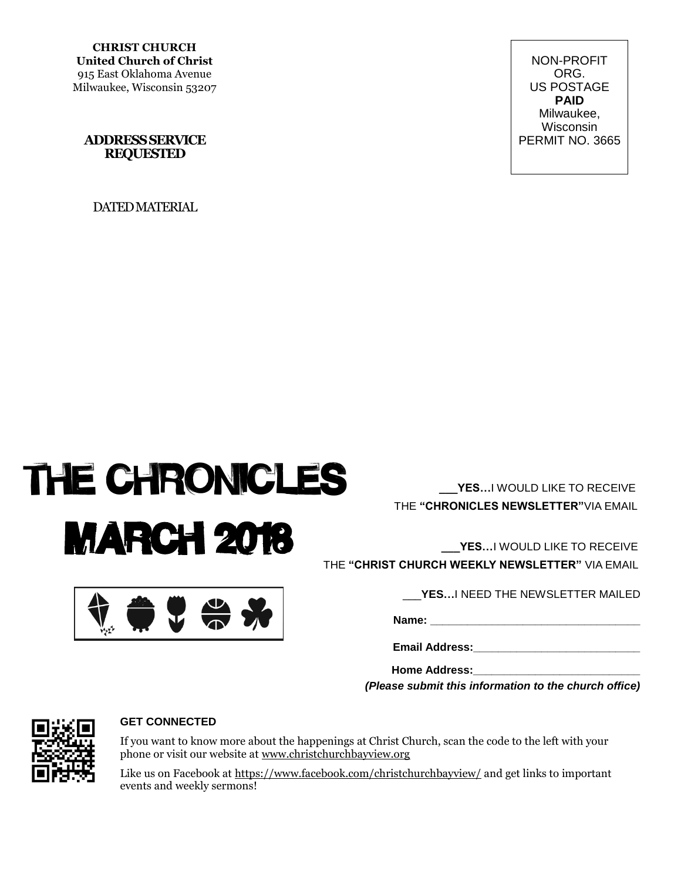**CHRIST CHURCH**
**United Church of Christ**
915 East Oklahoma Avenue
Milwaukee, Wisconsin 53207

**ADDRESS SERVICE REQUESTED**

DATED MATERIAL

NON-PROFIT ORG.
US POSTAGE
**PAID**
Milwaukee, Wisconsin
PERMIT NO. 3665

# THE CHRONICLES

# MARCH 2018

___**YES…**I WOULD LIKE TO RECEIVE THE **"CHRONICLES NEWSLETTER"** VIA EMAIL

___**YES…**I WOULD LIKE TO RECEIVE THE **"CHRIST CHURCH WEEKLY NEWSLETTER"** VIA EMAIL

___**YES…**I NEED THE NEWSLETTER MAILED

**Name:** ________________________________

**Email Address:**___________________________

**Home Address:**__________________________

***(Please submit this information to the church office)***

**GET CONNECTED**

If you want to know more about the happenings at Christ Church, scan the code to the left with your phone or visit our website at www.christchurchbayview.org

Like us on Facebook at https://www.facebook.com/christchurchbayview/ and get links to important events and weekly sermons!